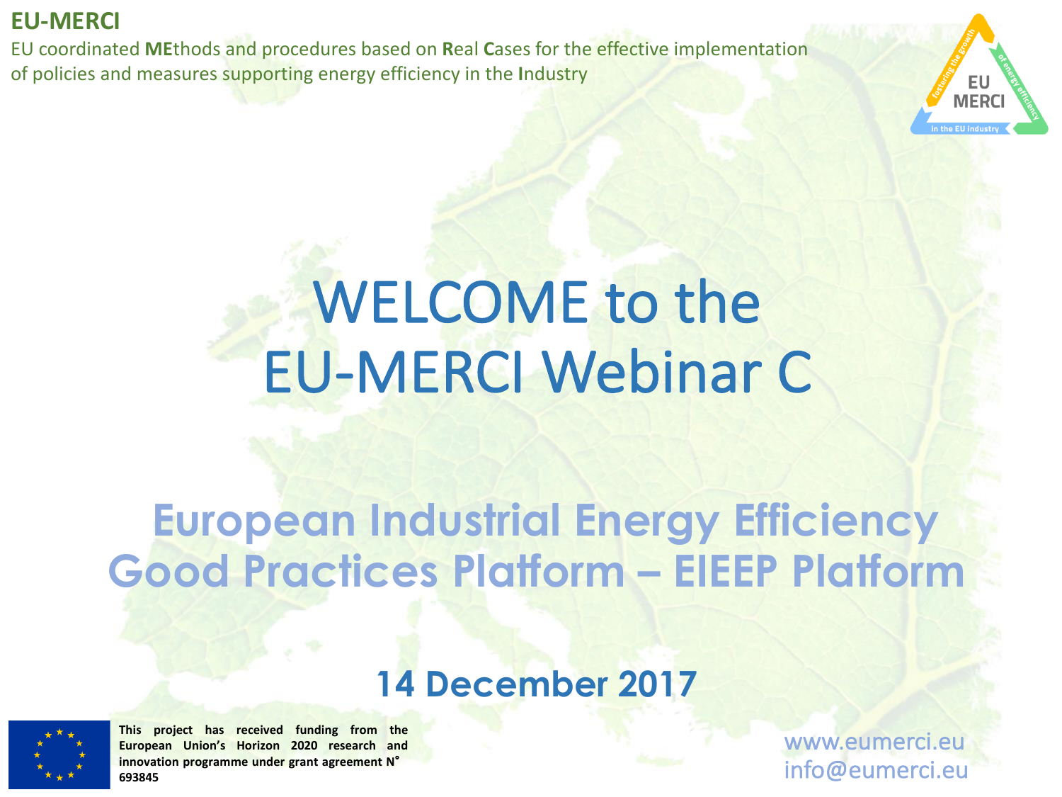**EU-MERCI**

EU coordinated **ME**thods and procedures based on **R**eal **C**ases for the effective implementation of policies and measures supporting energy efficiency in the **I**ndustry

# WELCOME to the EU-MERCI Webinar C

## European Industrial Energy Efficiency Good Practices Platform – EIEEP Platform

**14 December 2017**

**This project has received funding from the European Union's Horizon 2020 research and innovation programme under grant agreement N° 693845**

www.eumerci.eu
info@eumerci.eu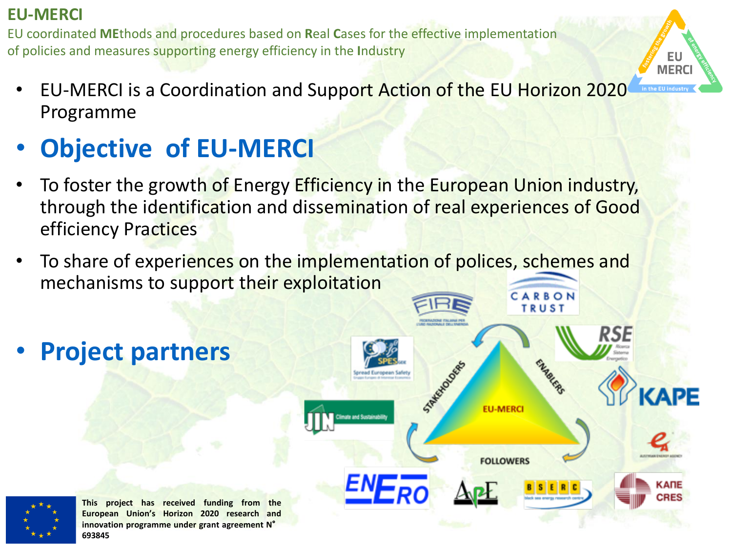# EU-MERCI

EU coordinated **ME**thods and procedures based on **R**eal **C**ases for the effective implementation of policies and measures supporting energy efficiency in the **I**ndustry

- EU-MERCI is a Coordination and Support Action of the EU Horizon 2020 Programme

## Objective of EU-MERCI

- To foster the growth of Energy Efficiency in the European Union industry, through the identification and dissemination of real experiences of Good efficiency Practices
- To share of experiences on the implementation of polices, schemes and mechanisms to support their exploitation

## Project partners

FIRE, CARBON TRUST, RSE, SPES, KAPE, JIN Climate and Sustainability, Austrian Energy Agency, ENERO, APE, BSERC, CRES

STAKEHOLDERS – ENABLERS – FOLLOWERS – EU-MERCI

**This project has received funding from the European Union's Horizon 2020 research and innovation programme under grant agreement N° 693845**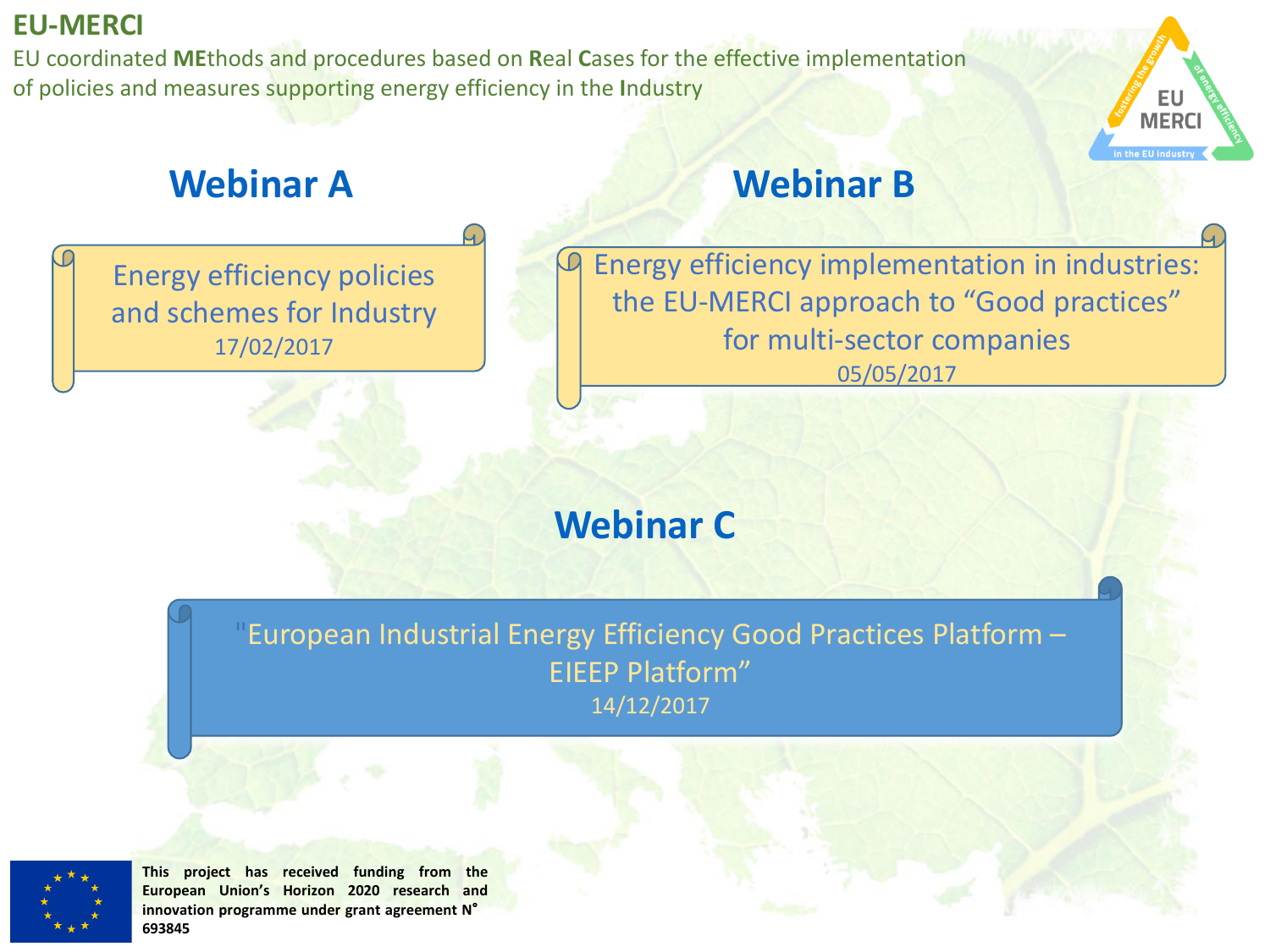**EU-MERCI**

EU coordinated **ME**thods and procedures based on **R**eal **C**ases for the effective implementation of policies and measures supporting energy efficiency in the **I**ndustry

## Webinar A

Energy efficiency policies and schemes for Industry

17/02/2017

## Webinar B

Energy efficiency implementation in industries: the EU-MERCI approach to "Good practices" for multi-sector companies

05/05/2017

## Webinar C

"European Industrial Energy Efficiency Good Practices Platform – EIEEP Platform"

14/12/2017

**This project has received funding from the European Union's Horizon 2020 research and innovation programme under grant agreement N° 693845**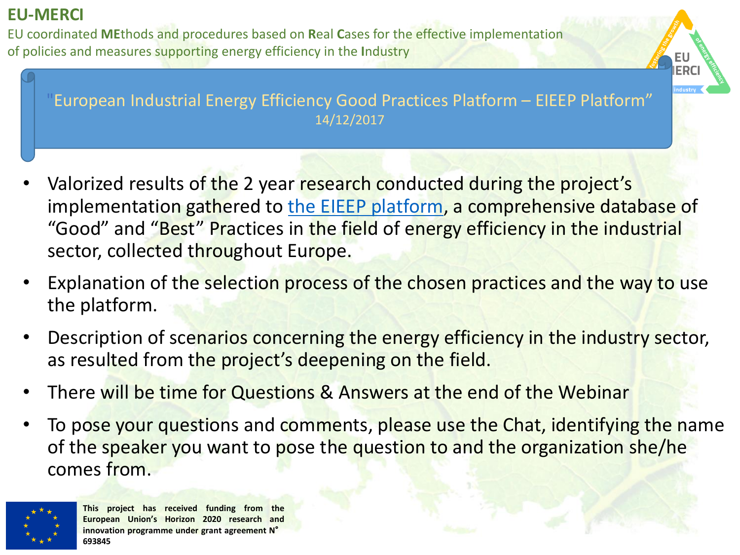# EU-MERCI

EU coordinated **ME**thods and procedures based on **R**eal **C**ases for the effective implementation of policies and measures supporting energy efficiency in the **I**ndustry

## "European Industrial Energy Efficiency Good Practices Platform – EIEEP Platform"

14/12/2017

- Valorized results of the 2 year research conducted during the project's implementation gathered to the EIEEP platform, a comprehensive database of "Good" and "Best" Practices in the field of energy efficiency in the industrial sector, collected throughout Europe.
- Explanation of the selection process of the chosen practices and the way to use the platform.
- Description of scenarios concerning the energy efficiency in the industry sector, as resulted from the project's deepening on the field.
- There will be time for Questions & Answers at the end of the Webinar
- To pose your questions and comments, please use the Chat, identifying the name of the speaker you want to pose the question to and the organization she/he comes from.

**This project has received funding from the European Union's Horizon 2020 research and innovation programme under grant agreement N° 693845**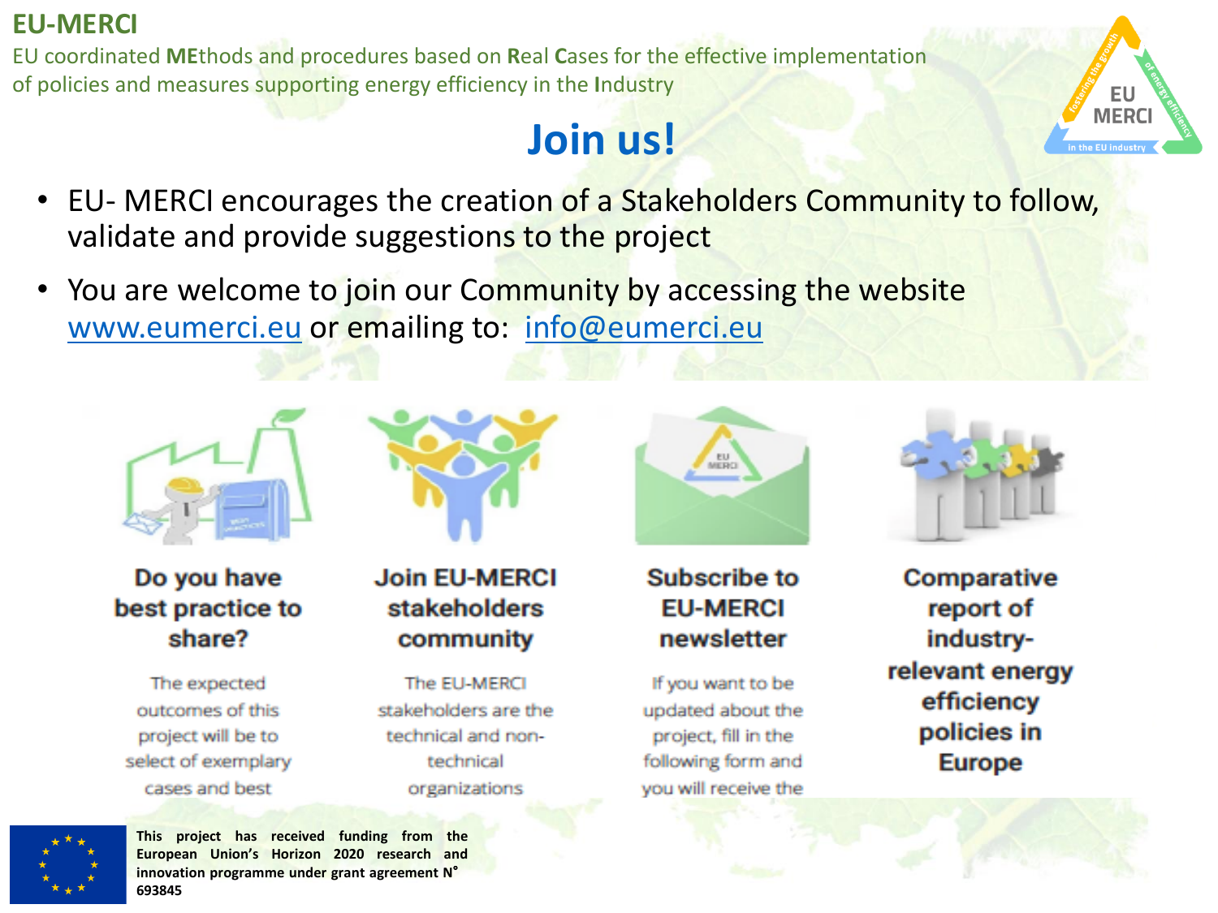**EU-MERCI**

EU coordinated **ME**thods and procedures based on **R**eal **C**ases for the effective implementation of policies and measures supporting energy efficiency in the **I**ndustry

# Join us!

- EU- MERCI encourages the creation of a Stakeholders Community to follow, validate and provide suggestions to the project
- You are welcome to join our Community by accessing the website www.eumerci.eu or emailing to: info@eumerci.eu

### Do you have best practice to share?

The expected outcomes of this project will be to select of exemplary cases and best

### Join EU-MERCI stakeholders community

The EU-MERCI stakeholders are the technical and non-technical organizations

### Subscribe to EU-MERCI newsletter

If you want to be updated about the project, fill in the following form and you will receive the

### Comparative report of industry-relevant energy efficiency policies in Europe

**This project has received funding from the European Union's Horizon 2020 research and innovation programme under grant agreement N° 693845**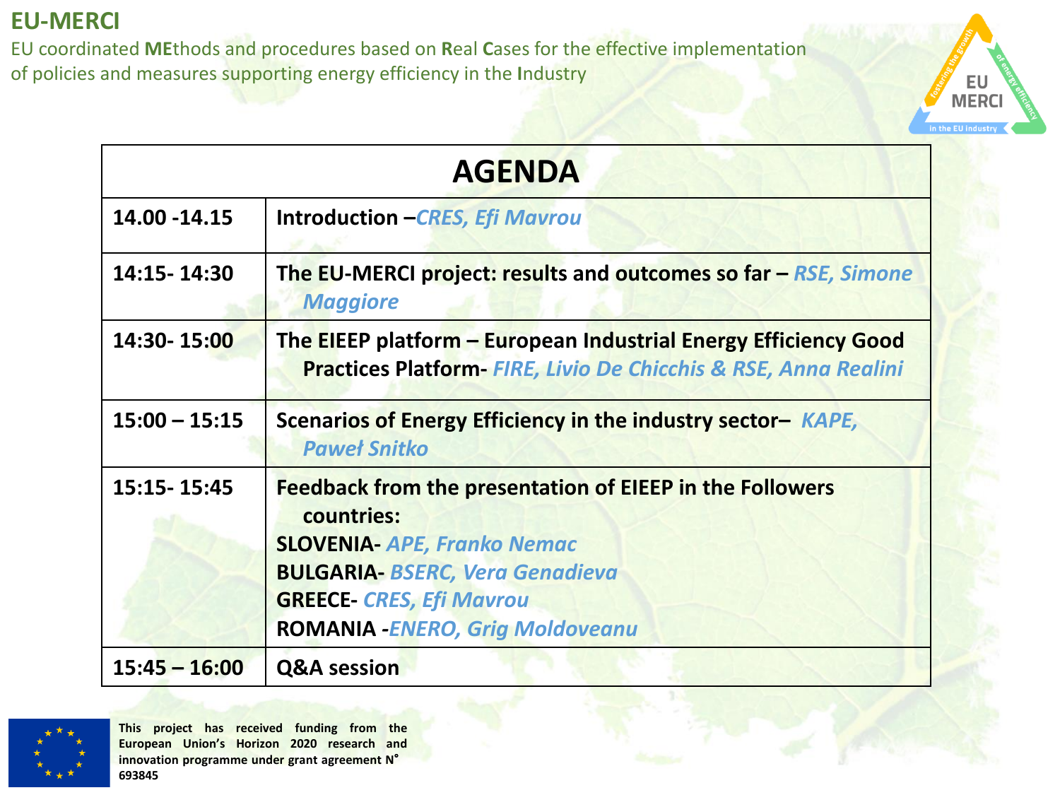**EU-MERCI**

EU coordinated **ME**thods and procedures based on **R**eal **C**ases for the effective implementation of policies and measures supporting energy efficiency in the **I**ndustry

| **AGENDA** | |
|---|---|
| **14.00 -14.15** | **Introduction –*CRES, Efi Mavrou*** |
| **14:15- 14:30** | **The EU-MERCI project: results and outcomes so far – *RSE, Simone Maggiore*** |
| **14:30- 15:00** | **The EIEEP platform – European Industrial Energy Efficiency Good Practices Platform- *FIRE, Livio De Chicchis & RSE, Anna Realini*** |
| **15:00 – 15:15** | **Scenarios of Energy Efficiency in the industry sector– *KAPE, Paweł Snitko*** |
| **15:15- 15:45** | **Feedback from the presentation of EIEEP in the Followers countries:**<br>**SLOVENIA- *APE, Franko Nemac***<br>**BULGARIA- *BSERC, Vera Genadieva***<br>**GREECE- *CRES, Efi Mavrou***<br>**ROMANIA -*ENERO, Grig Moldoveanu*** |
| **15:45 – 16:00** | **Q&A session** |

**This project has received funding from the European Union's Horizon 2020 research and innovation programme under grant agreement N° 693845**